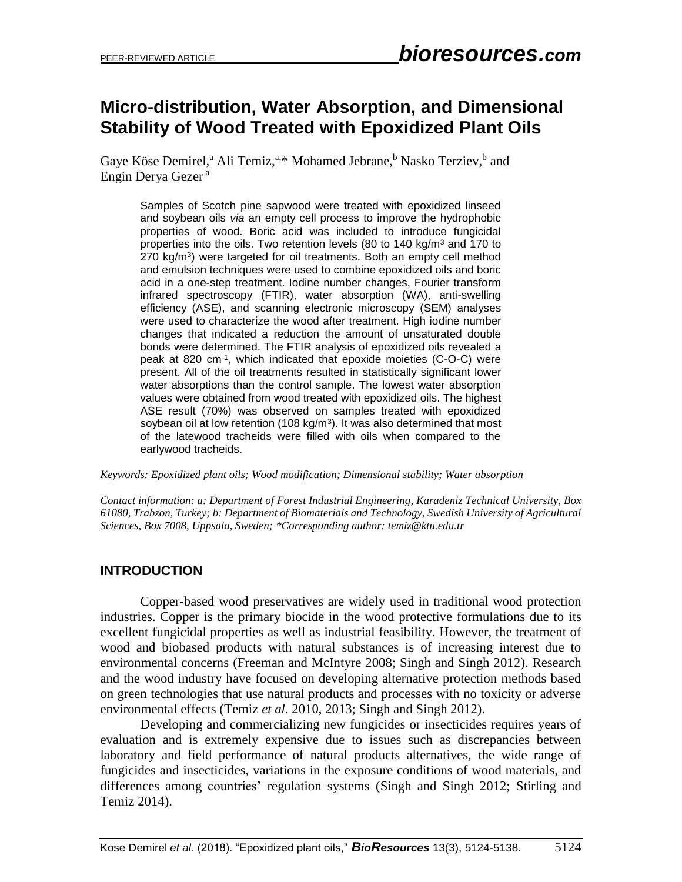# Micro-distribution, Water Absorption, and Dimensional Stability of Wood Treated with Epoxidized Plant Oils

Gaye Köse Demirel,[a] Ali Temiz,[a,*] Mohamed Jebrane,[b] Nasko Terziev,[b] and Engin Derya Gezer[a]

Samples of Scotch pine sapwood were treated with epoxidized linseed and soybean oils *via* an empty cell process to improve the hydrophobic properties of wood. Boric acid was included to introduce fungicidal properties into the oils. Two retention levels (80 to 140 kg/m$^3$ and 170 to 270 kg/m$^3$) were targeted for oil treatments. Both an empty cell method and emulsion techniques were used to combine epoxidized oils and boric acid in a one-step treatment. Iodine number changes, Fourier transform infrared spectroscopy (FTIR), water absorption (WA), anti-swelling efficiency (ASE), and scanning electronic microscopy (SEM) analyses were used to characterize the wood after treatment. High iodine number changes that indicated a reduction the amount of unsaturated double bonds were determined. The FTIR analysis of epoxidized oils revealed a peak at 820 cm$^{-1}$, which indicated that epoxide moieties (C-O-C) were present. All of the oil treatments resulted in statistically significant lower water absorptions than the control sample. The lowest water absorption values were obtained from wood treated with epoxidized oils. The highest ASE result (70%) was observed on samples treated with epoxidized soybean oil at low retention (108 kg/m$^3$). It was also determined that most of the latewood tracheids were filled with oils when compared to the earlywood tracheids.

*Keywords: Epoxidized plant oils; Wood modification; Dimensional stability; Water absorption*

*Contact information: a: Department of Forest Industrial Engineering, Karadeniz Technical University, Box 61080, Trabzon, Turkey; b: Department of Biomaterials and Technology, Swedish University of Agricultural Sciences, Box 7008, Uppsala, Sweden; \*Corresponding author: temiz@ktu.edu.tr*

## INTRODUCTION

Copper-based wood preservatives are widely used in traditional wood protection industries. Copper is the primary biocide in the wood protective formulations due to its excellent fungicidal properties as well as industrial feasibility. However, the treatment of wood and biobased products with natural substances is of increasing interest due to environmental concerns (Freeman and McIntyre 2008; Singh and Singh 2012). Research and the wood industry have focused on developing alternative protection methods based on green technologies that use natural products and processes with no toxicity or adverse environmental effects (Temiz *et al.* 2010, 2013; Singh and Singh 2012).

Developing and commercializing new fungicides or insecticides requires years of evaluation and is extremely expensive due to issues such as discrepancies between laboratory and field performance of natural products alternatives, the wide range of fungicides and insecticides, variations in the exposure conditions of wood materials, and differences among countries' regulation systems (Singh and Singh 2012; Stirling and Temiz 2014).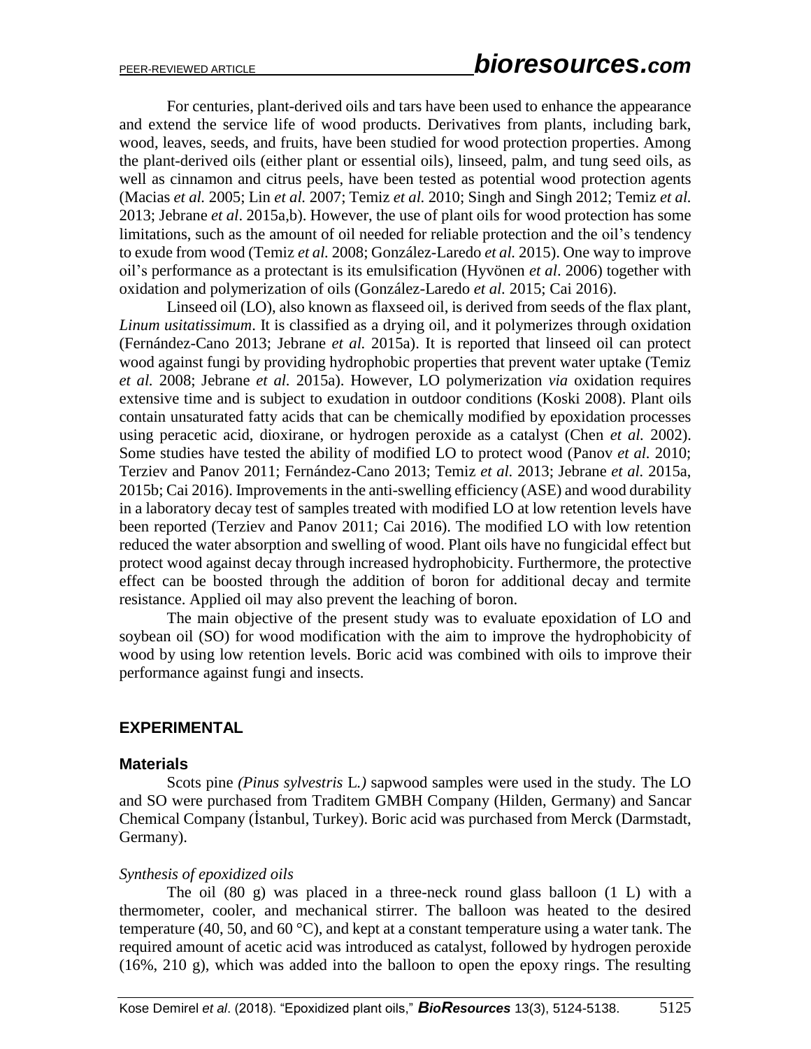For centuries, plant-derived oils and tars have been used to enhance the appearance and extend the service life of wood products. Derivatives from plants, including bark, wood, leaves, seeds, and fruits, have been studied for wood protection properties. Among the plant-derived oils (either plant or essential oils), linseed, palm, and tung seed oils, as well as cinnamon and citrus peels, have been tested as potential wood protection agents (Macias *et al.* 2005; Lin *et al.* 2007; Temiz *et al.* 2010; Singh and Singh 2012; Temiz *et al.* 2013; Jebrane *et al*. 2015a,b). However, the use of plant oils for wood protection has some limitations, such as the amount of oil needed for reliable protection and the oil's tendency to exude from wood (Temiz *et al.* 2008; González-Laredo *et al.* 2015). One way to improve oil's performance as a protectant is its emulsification (Hyvönen *et al*. 2006) together with oxidation and polymerization of oils (González-Laredo *et al.* 2015; Cai 2016).

Linseed oil (LO), also known as flaxseed oil, is derived from seeds of the flax plant, *Linum usitatissimum*. It is classified as a drying oil, and it polymerizes through oxidation (Fernández-Cano 2013; Jebrane *et al.* 2015a). It is reported that linseed oil can protect wood against fungi by providing hydrophobic properties that prevent water uptake (Temiz *et al.* 2008; Jebrane *et al.* 2015a). However, LO polymerization *via* oxidation requires extensive time and is subject to exudation in outdoor conditions (Koski 2008). Plant oils contain unsaturated fatty acids that can be chemically modified by epoxidation processes using peracetic acid, dioxirane, or hydrogen peroxide as a catalyst (Chen *et al.* 2002). Some studies have tested the ability of modified LO to protect wood (Panov *et al.* 2010; Terziev and Panov 2011; Fernández-Cano 2013; Temiz *et al.* 2013; Jebrane *et al.* 2015a, 2015b; Cai 2016). Improvements in the anti-swelling efficiency (ASE) and wood durability in a laboratory decay test of samples treated with modified LO at low retention levels have been reported (Terziev and Panov 2011; Cai 2016). The modified LO with low retention reduced the water absorption and swelling of wood. Plant oils have no fungicidal effect but protect wood against decay through increased hydrophobicity. Furthermore, the protective effect can be boosted through the addition of boron for additional decay and termite resistance. Applied oil may also prevent the leaching of boron.

The main objective of the present study was to evaluate epoxidation of LO and soybean oil (SO) for wood modification with the aim to improve the hydrophobicity of wood by using low retention levels. Boric acid was combined with oils to improve their performance against fungi and insects.

## EXPERIMENTAL

### Materials

Scots pine *(Pinus sylvestris* L.*)* sapwood samples were used in the study. The LO and SO were purchased from Traditem GMBH Company (Hilden, Germany) and Sancar Chemical Company (İstanbul, Turkey). Boric acid was purchased from Merck (Darmstadt, Germany).

#### *Synthesis of epoxidized oils*

The oil (80 g) was placed in a three-neck round glass balloon (1 L) with a thermometer, cooler, and mechanical stirrer. The balloon was heated to the desired temperature (40, 50, and 60 °C), and kept at a constant temperature using a water tank. The required amount of acetic acid was introduced as catalyst, followed by hydrogen peroxide (16%, 210 g), which was added into the balloon to open the epoxy rings. The resulting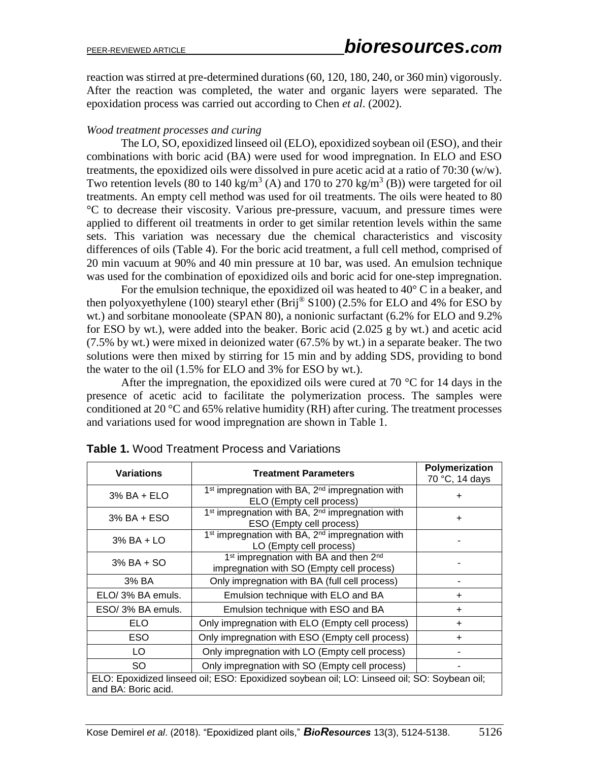reaction was stirred at pre-determined durations (60, 120, 180, 240, or 360 min) vigorously. After the reaction was completed, the water and organic layers were separated. The epoxidation process was carried out according to Chen *et al*. (2002).

*Wood treatment processes and curing*

The LO, SO, epoxidized linseed oil (ELO), epoxidized soybean oil (ESO), and their combinations with boric acid (BA) were used for wood impregnation. In ELO and ESO treatments, the epoxidized oils were dissolved in pure acetic acid at a ratio of 70:30 (w/w). Two retention levels (80 to 140 kg/m$^3$ (A) and 170 to 270 kg/m$^3$ (B)) were targeted for oil treatments. An empty cell method was used for oil treatments. The oils were heated to 80 °C to decrease their viscosity. Various pre-pressure, vacuum, and pressure times were applied to different oil treatments in order to get similar retention levels within the same sets. This variation was necessary due the chemical characteristics and viscosity differences of oils (Table 4). For the boric acid treatment, a full cell method, comprised of 20 min vacuum at 90% and 40 min pressure at 10 bar, was used. An emulsion technique was used for the combination of epoxidized oils and boric acid for one-step impregnation.

For the emulsion technique, the epoxidized oil was heated to 40° C in a beaker, and then polyoxyethylene (100) stearyl ether (Brij® S100) (2.5% for ELO and 4% for ESO by wt.) and sorbitane monooleate (SPAN 80), a nonionic surfactant (6.2% for ELO and 9.2% for ESO by wt.), were added into the beaker. Boric acid (2.025 g by wt.) and acetic acid (7.5% by wt.) were mixed in deionized water (67.5% by wt.) in a separate beaker. The two solutions were then mixed by stirring for 15 min and by adding SDS, providing to bond the water to the oil (1.5% for ELO and 3% for ESO by wt.).

After the impregnation, the epoxidized oils were cured at 70 °C for 14 days in the presence of acetic acid to facilitate the polymerization process. The samples were conditioned at 20 °C and 65% relative humidity (RH) after curing. The treatment processes and variations used for wood impregnation are shown in Table 1.

**Table 1.** Wood Treatment Process and Variations

| Variations | Treatment Parameters | Polymerization 70 °C, 14 days |
|---|---|---|
| 3% BA + ELO | 1st impregnation with BA, 2nd impregnation with ELO (Empty cell process) | + |
| 3% BA + ESO | 1st impregnation with BA, 2nd impregnation with ESO (Empty cell process) | + |
| 3% BA + LO | 1st impregnation with BA, 2nd impregnation with LO (Empty cell process) | - |
| 3% BA + SO | 1st impregnation with BA and then 2nd impregnation with SO (Empty cell process) | - |
| 3% BA | Only impregnation with BA (full cell process) | - |
| ELO/ 3% BA emuls. | Emulsion technique with ELO and BA | + |
| ESO/ 3% BA emuls. | Emulsion technique with ESO and BA | + |
| ELO | Only impregnation with ELO (Empty cell process) | + |
| ESO | Only impregnation with ESO (Empty cell process) | + |
| LO | Only impregnation with LO (Empty cell process) | - |
| SO | Only impregnation with SO (Empty cell process) | - |

ELO: Epoxidized linseed oil; ESO: Epoxidized soybean oil; LO: Linseed oil; SO: Soybean oil; and BA: Boric acid.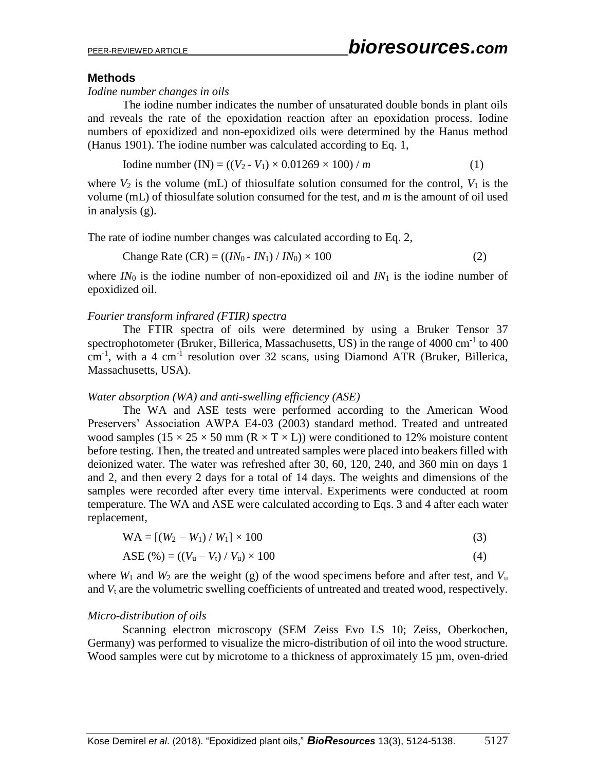## Methods

*Iodine number changes in oils*

The iodine number indicates the number of unsaturated double bonds in plant oils and reveals the rate of the epoxidation reaction after an epoxidation process. Iodine numbers of epoxidized and non-epoxidized oils were determined by the Hanus method (Hanus 1901). The iodine number was calculated according to Eq. 1,

$$\text{Iodine number (IN)} = ((V_2 - V_1) \times 0.01269 \times 100) / m \tag{1}$$

where $V_2$ is the volume (mL) of thiosulfate solution consumed for the control, $V_1$ is the volume (mL) of thiosulfate solution consumed for the test, and $m$ is the amount of oil used in analysis (g).

The rate of iodine number changes was calculated according to Eq. 2,

$$\text{Change Rate (CR)} = ((IN_0 - IN_1) / IN_0) \times 100 \tag{2}$$

where $IN_0$ is the iodine number of non-epoxidized oil and $IN_1$ is the iodine number of epoxidized oil.

*Fourier transform infrared (FTIR) spectra*

The FTIR spectra of oils were determined by using a Bruker Tensor 37 spectrophotometer (Bruker, Billerica, Massachusetts, US) in the range of 4000 $cm^{-1}$ to 400 $cm^{-1}$, with a 4 $cm^{-1}$ resolution over 32 scans, using Diamond ATR (Bruker, Billerica, Massachusetts, USA).

*Water absorption (WA) and anti-swelling efficiency (ASE)*

The WA and ASE tests were performed according to the American Wood Preservers' Association AWPA E4-03 (2003) standard method. Treated and untreated wood samples (15 × 25 × 50 mm (R × T × L)) were conditioned to 12% moisture content before testing. Then, the treated and untreated samples were placed into beakers filled with deionized water. The water was refreshed after 30, 60, 120, 240, and 360 min on days 1 and 2, and then every 2 days for a total of 14 days. The weights and dimensions of the samples were recorded after every time interval. Experiments were conducted at room temperature. The WA and ASE were calculated according to Eqs. 3 and 4 after each water replacement,

$$\text{WA} = [(W_2 - W_1) / W_1] \times 100 \tag{3}$$

$$\text{ASE (\%)} = ((V_u - V_t) / V_u) \times 100 \tag{4}$$

where $W_1$ and $W_2$ are the weight (g) of the wood specimens before and after test, and $V_u$ and $V_t$ are the volumetric swelling coefficients of untreated and treated wood, respectively.

*Micro-distribution of oils*

Scanning electron microscopy (SEM Zeiss Evo LS 10; Zeiss, Oberkochen, Germany) was performed to visualize the micro-distribution of oil into the wood structure. Wood samples were cut by microtome to a thickness of approximately 15 µm, oven-dried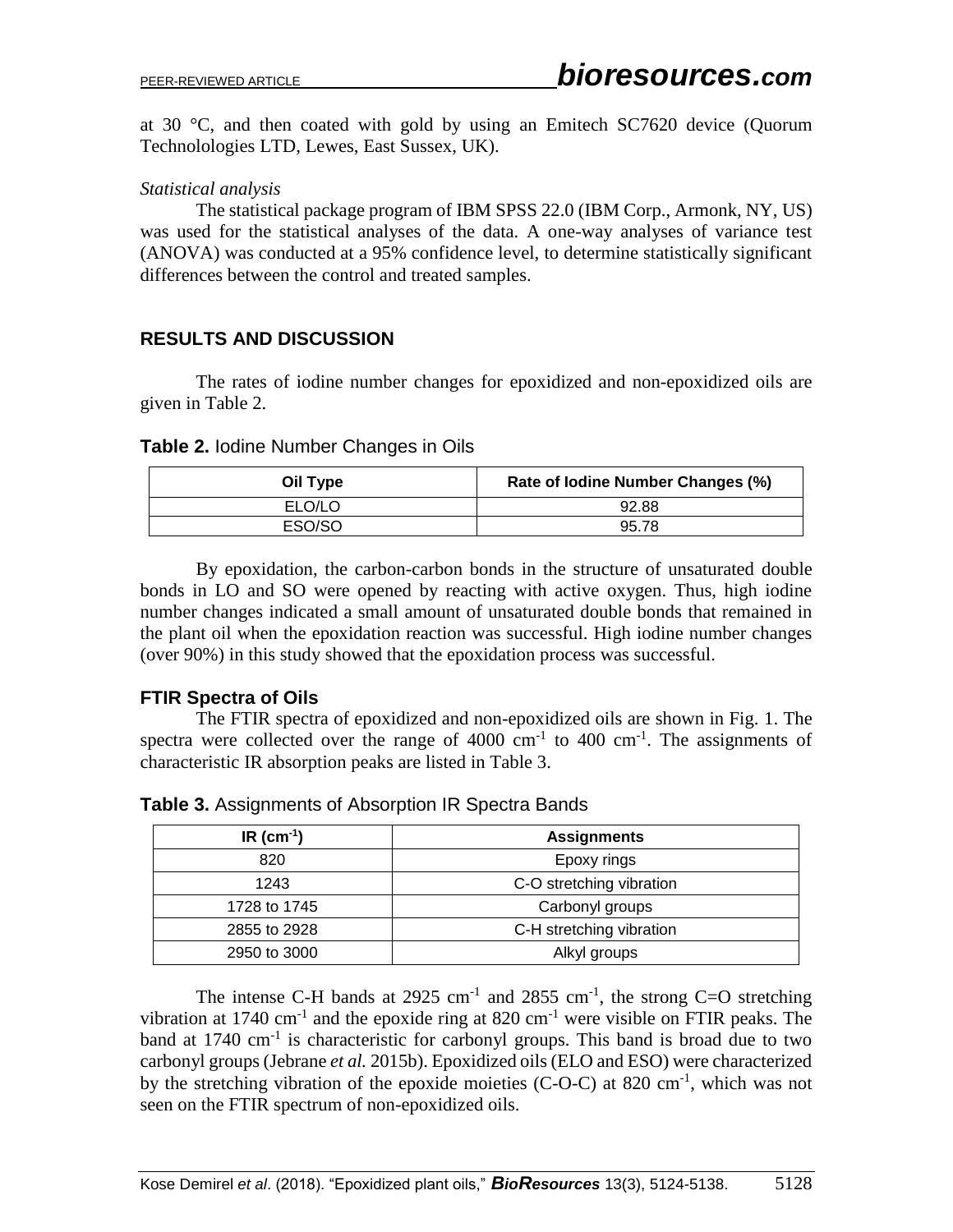at 30 °C, and then coated with gold by using an Emitech SC7620 device (Quorum Technolologies LTD, Lewes, East Sussex, UK).

*Statistical analysis*

The statistical package program of IBM SPSS 22.0 (IBM Corp., Armonk, NY, US) was used for the statistical analyses of the data. A one-way analyses of variance test (ANOVA) was conducted at a 95% confidence level, to determine statistically significant differences between the control and treated samples.

## RESULTS AND DISCUSSION

The rates of iodine number changes for epoxidized and non-epoxidized oils are given in Table 2.

**Table 2.** Iodine Number Changes in Oils

| Oil Type | Rate of Iodine Number Changes (%) |
|---|---|
| ELO/LO | 92.88 |
| ESO/SO | 95.78 |

By epoxidation, the carbon-carbon bonds in the structure of unsaturated double bonds in LO and SO were opened by reacting with active oxygen. Thus, high iodine number changes indicated a small amount of unsaturated double bonds that remained in the plant oil when the epoxidation reaction was successful. High iodine number changes (over 90%) in this study showed that the epoxidation process was successful.

### FTIR Spectra of Oils

The FTIR spectra of epoxidized and non-epoxidized oils are shown in Fig. 1. The spectra were collected over the range of 4000 $cm^{-1}$ to 400 $cm^{-1}$. The assignments of characteristic IR absorption peaks are listed in Table 3.

**Table 3.** Assignments of Absorption IR Spectra Bands

| IR ($cm^{-1}$) | Assignments |
|---|---|
| 820 | Epoxy rings |
| 1243 | C-O stretching vibration |
| 1728 to 1745 | Carbonyl groups |
| 2855 to 2928 | C-H stretching vibration |
| 2950 to 3000 | Alkyl groups |

The intense C-H bands at 2925 $cm^{-1}$ and 2855 $cm^{-1}$, the strong C=O stretching vibration at 1740 $cm^{-1}$ and the epoxide ring at 820 $cm^{-1}$ were visible on FTIR peaks. The band at 1740 $cm^{-1}$ is characteristic for carbonyl groups. This band is broad due to two carbonyl groups (Jebrane *et al.* 2015b). Epoxidized oils (ELO and ESO) were characterized by the stretching vibration of the epoxide moieties (C-O-C) at 820 $cm^{-1}$, which was not seen on the FTIR spectrum of non-epoxidized oils.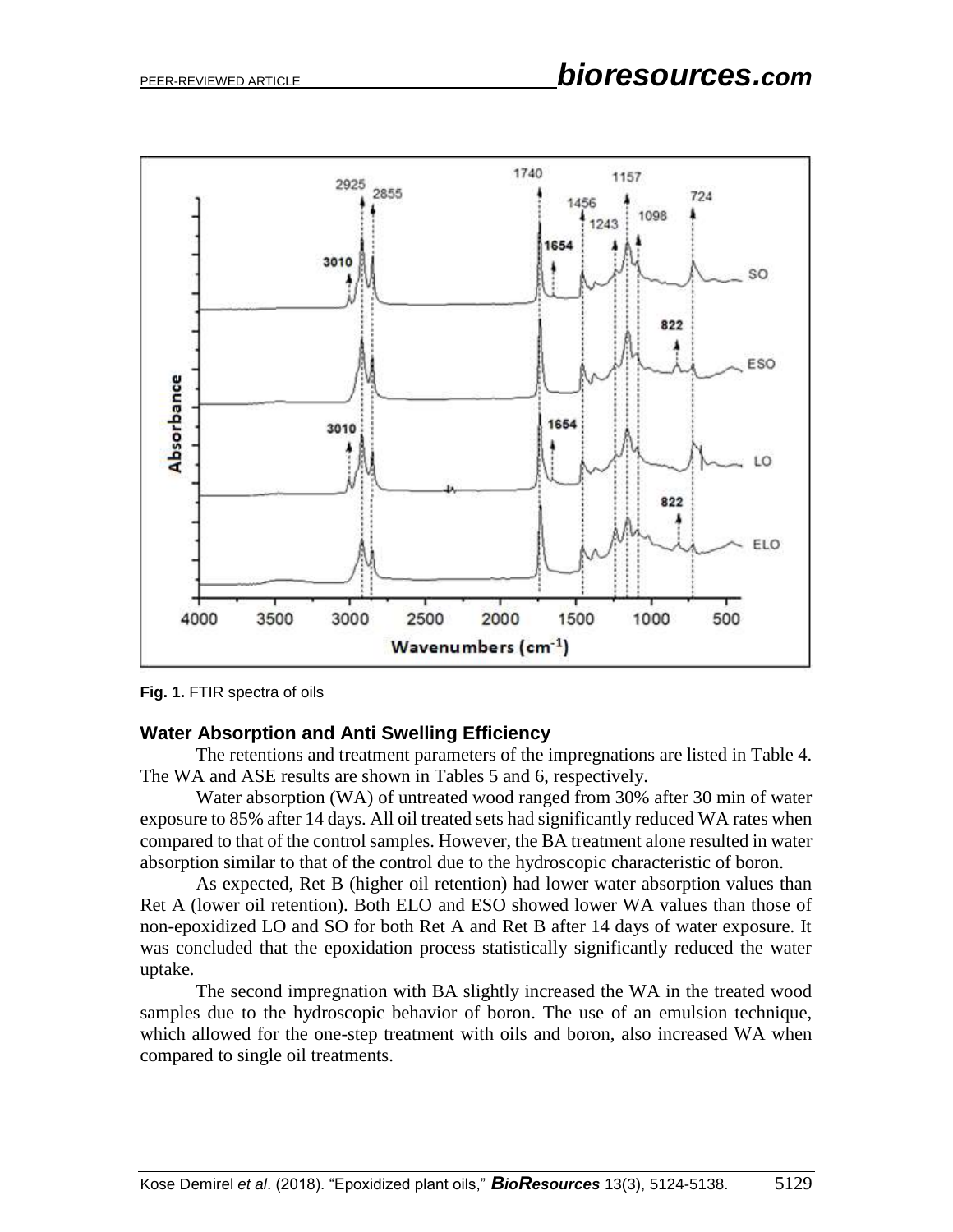**Fig. 1.** FTIR spectra of oils

### Water Absorption and Anti Swelling Efficiency

The retentions and treatment parameters of the impregnations are listed in Table 4. The WA and ASE results are shown in Tables 5 and 6, respectively.

Water absorption (WA) of untreated wood ranged from 30% after 30 min of water exposure to 85% after 14 days. All oil treated sets had significantly reduced WA rates when compared to that of the control samples. However, the BA treatment alone resulted in water absorption similar to that of the control due to the hydroscopic characteristic of boron.

As expected, Ret B (higher oil retention) had lower water absorption values than Ret A (lower oil retention). Both ELO and ESO showed lower WA values than those of non-epoxidized LO and SO for both Ret A and Ret B after 14 days of water exposure. It was concluded that the epoxidation process statistically significantly reduced the water uptake.

The second impregnation with BA slightly increased the WA in the treated wood samples due to the hydroscopic behavior of boron. The use of an emulsion technique, which allowed for the one-step treatment with oils and boron, also increased WA when compared to single oil treatments.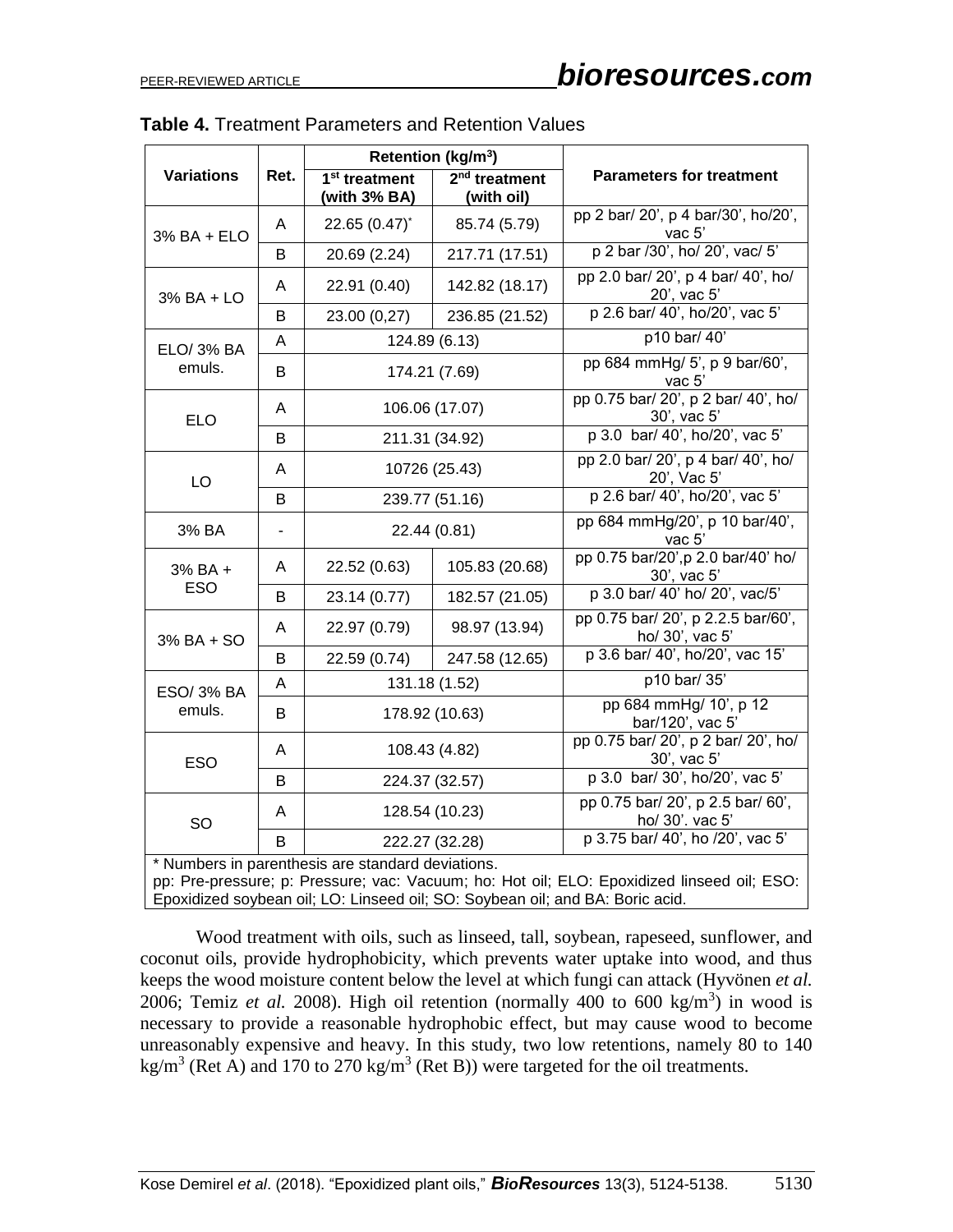**Table 4.** Treatment Parameters and Retention Values

| Variations | Ret. | Retention (kg/m$^3$) | | Parameters for treatment |
|---|---|---|---|---|
| | | 1$^{st}$ treatment (with 3% BA) | 2$^{nd}$ treatment (with oil) | |
| 3% BA + ELO | A | 22.65 (0.47)* | 85.74 (5.79) | pp 2 bar/ 20', p 4 bar/30', ho/20', vac 5' |
| | B | 20.69 (2.24) | 217.71 (17.51) | p 2 bar /30', ho/ 20', vac/ 5' |
| 3% BA + LO | A | 22.91 (0.40) | 142.82 (18.17) | pp 2.0 bar/ 20', p 4 bar/ 40', ho/ 20', vac 5' |
| | B | 23.00 (0,27) | 236.85 (21.52) | p 2.6 bar/ 40', ho/20', vac 5' |
| ELO/ 3% BA emuls. | A | 124.89 (6.13) | | p10 bar/ 40' |
| | B | 174.21 (7.69) | | pp 684 mmHg/ 5', p 9 bar/60', vac 5' |
| ELO | A | 106.06 (17.07) | | pp 0.75 bar/ 20', p 2 bar/ 40', ho/ 30', vac 5' |
| | B | 211.31 (34.92) | | p 3.0 bar/ 40', ho/20', vac 5' |
| LO | A | 10726 (25.43) | | pp 2.0 bar/ 20', p 4 bar/ 40', ho/ 20', Vac 5' |
| | B | 239.77 (51.16) | | p 2.6 bar/ 40', ho/20', vac 5' |
| 3% BA | - | 22.44 (0.81) | | pp 684 mmHg/20', p 10 bar/40', vac 5' |
| 3% BA + ESO | A | 22.52 (0.63) | 105.83 (20.68) | pp 0.75 bar/20',p 2.0 bar/40' ho/ 30', vac 5' |
| | B | 23.14 (0.77) | 182.57 (21.05) | p 3.0 bar/ 40' ho/ 20', vac/5' |
| 3% BA + SO | A | 22.97 (0.79) | 98.97 (13.94) | pp 0.75 bar/ 20', p 2.2.5 bar/60', ho/ 30', vac 5' |
| | B | 22.59 (0.74) | 247.58 (12.65) | p 3.6 bar/ 40', ho/20', vac 15' |
| ESO/ 3% BA emuls. | A | 131.18 (1.52) | | p10 bar/ 35' |
| | B | 178.92 (10.63) | | pp 684 mmHg/ 10', p 12 bar/120', vac 5' |
| ESO | A | 108.43 (4.82) | | pp 0.75 bar/ 20', p 2 bar/ 20', ho/ 30', vac 5' |
| | B | 224.37 (32.57) | | p 3.0 bar/ 30', ho/20', vac 5' |
| SO | A | 128.54 (10.23) | | pp 0.75 bar/ 20', p 2.5 bar/ 60', ho/ 30'. vac 5' |
| | B | 222.27 (32.28) | | p 3.75 bar/ 40', ho /20', vac 5' |

\* Numbers in parenthesis are standard deviations.
pp: Pre-pressure; p: Pressure; vac: Vacuum; ho: Hot oil; ELO: Epoxidized linseed oil; ESO: Epoxidized soybean oil; LO: Linseed oil; SO: Soybean oil; and BA: Boric acid.

Wood treatment with oils, such as linseed, tall, soybean, rapeseed, sunflower, and coconut oils, provide hydrophobicity, which prevents water uptake into wood, and thus keeps the wood moisture content below the level at which fungi can attack (Hyvönen *et al.* 2006; Temiz *et al.* 2008). High oil retention (normally 400 to 600 kg/m$^3$) in wood is necessary to provide a reasonable hydrophobic effect, but may cause wood to become unreasonably expensive and heavy. In this study, two low retentions, namely 80 to 140 kg/m$^3$ (Ret A) and 170 to 270 kg/m$^3$ (Ret B)) were targeted for the oil treatments.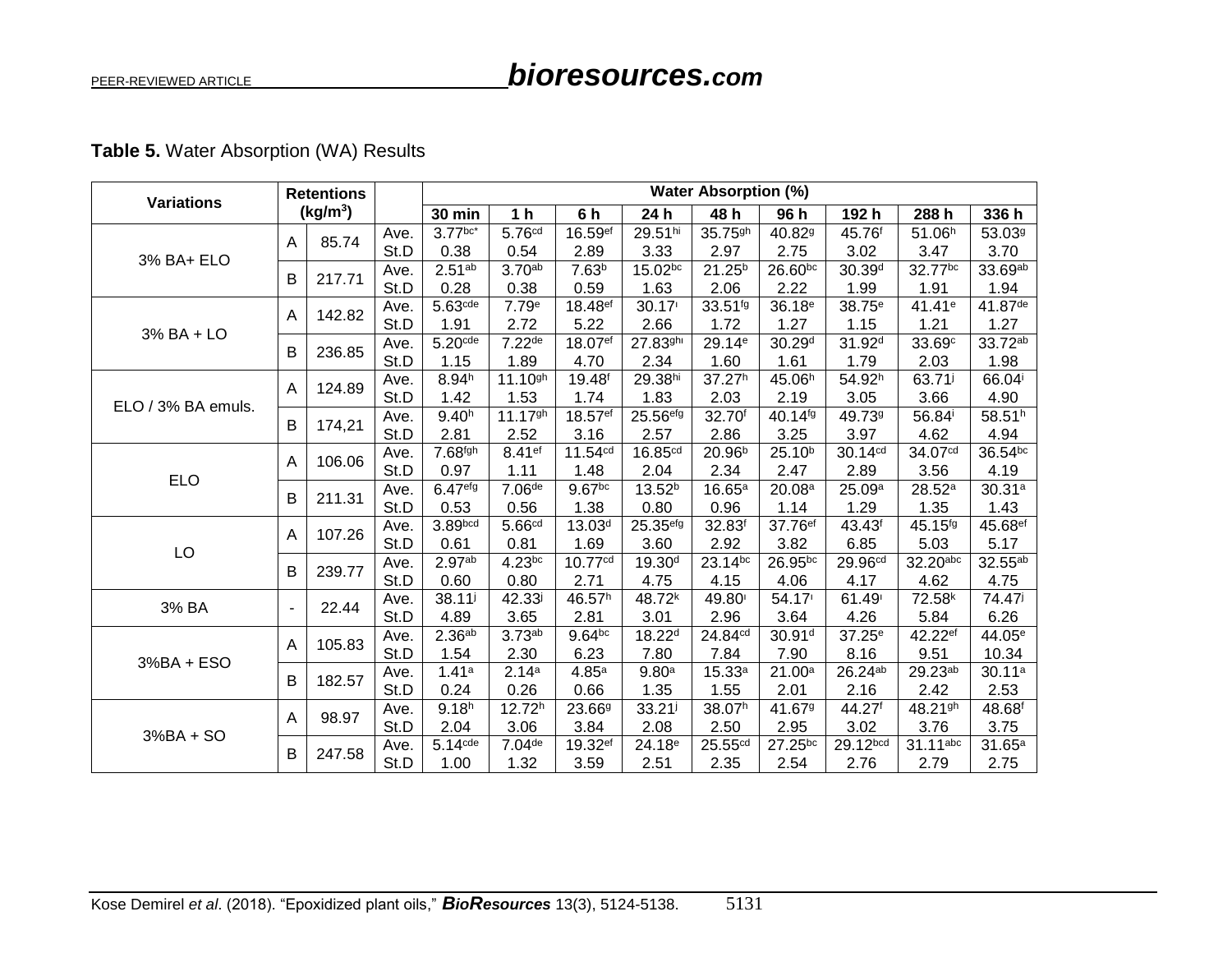**Table 5.** Water Absorption (WA) Results

| Variations | Retentions (kg/m³) | | | Water Absorption (%) | | | | | | | | |
|---|---|---|---|---|---|---|---|---|---|---|---|---|
| | | | | 30 min | 1 h | 6 h | 24 h | 48 h | 96 h | 192 h | 288 h | 336 h |
| 3% BA+ ELO | A | 85.74 | Ave. | 3.77[bc*] | 5.76[cd] | 16.59[ef] | 29.51[hi] | 35.75[gh] | 40.82[g] | 45.76[f] | 51.06[h] | 53.03[g] |
| | | | St.D | 0.38 | 0.54 | 2.89 | 3.33 | 2.97 | 2.75 | 3.02 | 3.47 | 3.70 |
| | B | 217.71 | Ave. | 2.51[ab] | 3.70[ab] | 7.63[b] | 15.02[bc] | 21.25[b] | 26.60[bc] | 30.39[d] | 32.77[bc] | 33.69[ab] |
| | | | St.D | 0.28 | 0.38 | 0.59 | 1.63 | 2.06 | 2.22 | 1.99 | 1.91 | 1.94 |
| 3% BA + LO | A | 142.82 | Ave. | 5.63[cde] | 7.79[e] | 18.48[ef] | 30.17[i] | 33.51[fg] | 36.18[e] | 38.75[e] | 41.41[e] | 41.87[de] |
| | | | St.D | 1.91 | 2.72 | 5.22 | 2.66 | 1.72 | 1.27 | 1.15 | 1.21 | 1.27 |
| | B | 236.85 | Ave. | 5.20[cde] | 7.22[de] | 18.07[ef] | 27.83[ghi] | 29.14[e] | 30.29[d] | 31.92[d] | 33.69[c] | 33.72[ab] |
| | | | St.D | 1.15 | 1.89 | 4.70 | 2.34 | 1.60 | 1.61 | 1.79 | 2.03 | 1.98 |
| ELO / 3% BA emuls. | A | 124.89 | Ave. | 8.94[h] | 11.10[gh] | 19.48[f] | 29.38[hi] | 37.27[h] | 45.06[h] | 54.92[h] | 63.71[j] | 66.04[i] |
| | | | St.D | 1.42 | 1.53 | 1.74 | 1.83 | 2.03 | 2.19 | 3.05 | 3.66 | 4.90 |
| | B | 174,21 | Ave. | 9.40[h] | 11.17[gh] | 18.57[ef] | 25.56[efg] | 32.70[f] | 40.14[fg] | 49.73[g] | 56.84[i] | 58.51[h] |
| | | | St.D | 2.81 | 2.52 | 3.16 | 2.57 | 2.86 | 3.25 | 3.97 | 4.62 | 4.94 |
| ELO | A | 106.06 | Ave. | 7.68[fgh] | 8.41[ef] | 11.54[cd] | 16.85[cd] | 20.96[b] | 25.10[b] | 30.14[cd] | 34.07[cd] | 36.54[bc] |
| | | | St.D | 0.97 | 1.11 | 1.48 | 2.04 | 2.34 | 2.47 | 2.89 | 3.56 | 4.19 |
| | B | 211.31 | Ave. | 6.47[efg] | 7.06[de] | 9.67[bc] | 13.52[b] | 16.65[a] | 20.08[a] | 25.09[a] | 28.52[a] | 30.31[a] |
| | | | St.D | 0.53 | 0.56 | 1.38 | 0.80 | 0.96 | 1.14 | 1.29 | 1.35 | 1.43 |
| LO | A | 107.26 | Ave. | 3.89[bcd] | 5.66[cd] | 13.03[d] | 25.35[efg] | 32.83[f] | 37.76[ef] | 43.43[f] | 45.15[fg] | 45.68[ef] |
| | | | St.D | 0.61 | 0.81 | 1.69 | 3.60 | 2.92 | 3.82 | 6.85 | 5.03 | 5.17 |
| | B | 239.77 | Ave. | 2.97[ab] | 4.23[bc] | 10.77[cd] | 19.30[d] | 23.14[bc] | 26.95[bc] | 29.96[cd] | 32.20[abc] | 32.55[ab] |
| | | | St.D | 0.60 | 0.80 | 2.71 | 4.75 | 4.15 | 4.06 | 4.17 | 4.62 | 4.75 |
| 3% BA | - | 22.44 | Ave. | 38.11[j] | 42.33[j] | 46.57[h] | 48.72[k] | 49.80[i] | 54.17[i] | 61.49[i] | 72.58[k] | 74.47[j] |
| | | | St.D | 4.89 | 3.65 | 2.81 | 3.01 | 2.96 | 3.64 | 4.26 | 5.84 | 6.26 |
| 3%BA + ESO | A | 105.83 | Ave. | 2.36[ab] | 3.73[ab] | 9.64[bc] | 18.22[d] | 24.84[cd] | 30.91[d] | 37.25[e] | 42.22[ef] | 44.05[e] |
| | | | St.D | 1.54 | 2.30 | 6.23 | 7.80 | 7.84 | 7.90 | 8.16 | 9.51 | 10.34 |
| | B | 182.57 | Ave. | 1.41[a] | 2.14[a] | 4.85[a] | 9.80[a] | 15.33[a] | 21.00[a] | 26.24[ab] | 29.23[ab] | 30.11[a] |
| | | | St.D | 0.24 | 0.26 | 0.66 | 1.35 | 1.55 | 2.01 | 2.16 | 2.42 | 2.53 |
| 3%BA + SO | A | 98.97 | Ave. | 9.18[h] | 12.72[h] | 23.66[g] | 33.21[j] | 38.07[h] | 41.67[g] | 44.27[f] | 48.21[gh] | 48.68[f] |
| | | | St.D | 2.04 | 3.06 | 3.84 | 2.08 | 2.50 | 2.95 | 3.02 | 3.76 | 3.75 |
| | B | 247.58 | Ave. | 5.14[cde] | 7.04[de] | 19.32[ef] | 24.18[e] | 25.55[cd] | 27.25[bc] | 29.12[bcd] | 31.11[abc] | 31.65[a] |
| | | | St.D | 1.00 | 1.32 | 3.59 | 2.51 | 2.35 | 2.54 | 2.76 | 2.79 | 2.75 |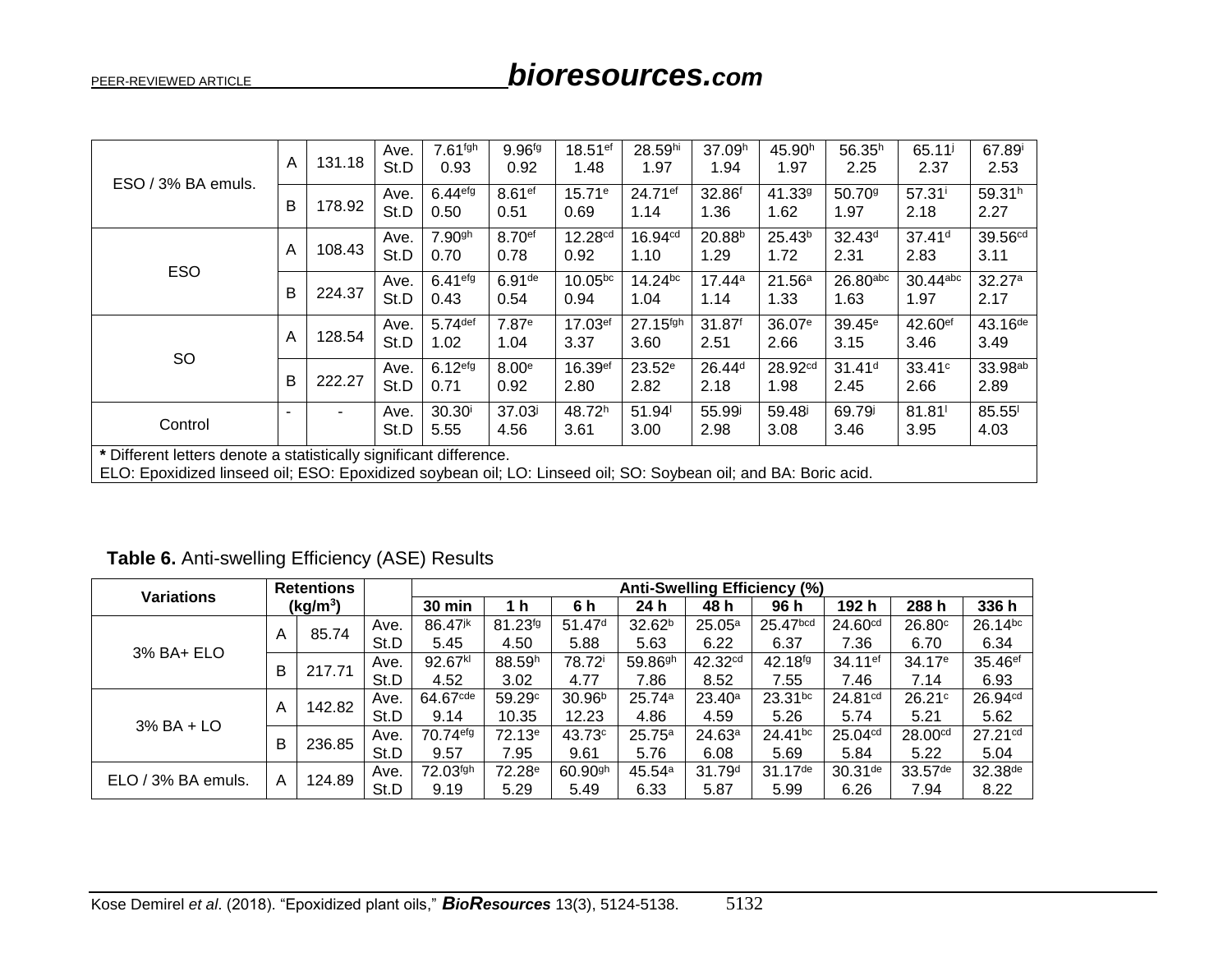| | | | | | | | | | | | | |
|---|---|---|---|---|---|---|---|---|---|---|---|---|
| ESO / 3% BA emuls. | A | 131.18 | Ave.<br>St.D | 7.61[fgh]<br>0.93 | 9.96[fg]<br>0.92 | 18.51[ef]<br>1.48 | 28.59[hi]<br>1.97 | 37.09[h]<br>1.94 | 45.90[h]<br>1.97 | 56.35[h]<br>2.25 | 65.11[j]<br>2.37 | 67.89[i]<br>2.53 |
| | B | 178.92 | Ave.<br>St.D | 6.44[efg]<br>0.50 | 8.61[ef]<br>0.51 | 15.71[e]<br>0.69 | 24.71[ef]<br>1.14 | 32.86[f]<br>1.36 | 41.33[g]<br>1.62 | 50.70[g]<br>1.97 | 57.31[i]<br>2.18 | 59.31[h]<br>2.27 |
| ESO | A | 108.43 | Ave.<br>St.D | 7.90[gh]<br>0.70 | 8.70[ef]<br>0.78 | 12.28[cd]<br>0.92 | 16.94[cd]<br>1.10 | 20.88[b]<br>1.29 | 25.43[b]<br>1.72 | 32.43[d]<br>2.31 | 37.41[d]<br>2.83 | 39.56[cd]<br>3.11 |
| | B | 224.37 | Ave.<br>St.D | 6.41[efg]<br>0.43 | 6.91[de]<br>0.54 | 10.05[bc]<br>0.94 | 14.24[bc]<br>1.04 | 17.44[a]<br>1.14 | 21.56[a]<br>1.33 | 26.80[abc]<br>1.63 | 30.44[abc]<br>1.97 | 32.27[a]<br>2.17 |
| SO | A | 128.54 | Ave.<br>St.D | 5.74[def]<br>1.02 | 7.87[e]<br>1.04 | 17.03[ef]<br>3.37 | 27.15[fgh]<br>3.60 | 31.87[f]<br>2.51 | 36.07[e]<br>2.66 | 39.45[e]<br>3.15 | 42.60[ef]<br>3.46 | 43.16[de]<br>3.49 |
| | B | 222.27 | Ave.<br>St.D | 6.12[efg]<br>0.71 | 8.00[e]<br>0.92 | 16.39[ef]<br>2.80 | 23.52[e]<br>2.82 | 26.44[d]<br>2.18 | 28.92[cd]<br>1.98 | 31.41[d]<br>2.45 | 33.41[c]<br>2.66 | 33.98[ab]<br>2.89 |
| Control | - | - | Ave.<br>St.D | 30.30[i]<br>5.55 | 37.03[j]<br>4.56 | 48.72[h]<br>3.61 | 51.94[l]<br>3.00 | 55.99[j]<br>2.98 | 59.48[j]<br>3.08 | 69.79[j]<br>3.46 | 81.81[l]<br>3.95 | 85.55[l]<br>4.03 |

**\*** Different letters denote a statistically significant difference.
ELO: Epoxidized linseed oil; ESO: Epoxidized soybean oil; LO: Linseed oil; SO: Soybean oil; and BA: Boric acid.

**Table 6.** Anti-swelling Efficiency (ASE) Results

| Variations | Retentions ($kg/m^3$) | | | Anti-Swelling Efficiency (%) | | | | | | | | |
|---|---|---|---|---|---|---|---|---|---|---|---|---|
| | | | | 30 min | 1 h | 6 h | 24 h | 48 h | 96 h | 192 h | 288 h | 336 h |
| 3% BA+ ELO | A | 85.74 | Ave.<br>St.D | 86.47[jk]<br>5.45 | 81.23[fg]<br>4.50 | 51.47[d]<br>5.88 | 32.62[b]<br>5.63 | 25.05[a]<br>6.22 | 25.47[bcd]<br>6.37 | 24.60[cd]<br>7.36 | 26.80[c]<br>6.70 | 26.14[bc]<br>6.34 |
| | B | 217.71 | Ave.<br>St.D | 92.67[kl]<br>4.52 | 88.59[h]<br>3.02 | 78.72[i]<br>4.77 | 59.86[gh]<br>7.86 | 42.32[cd]<br>8.52 | 42.18[fg]<br>7.55 | 34.11[ef]<br>7.46 | 34.17[e]<br>7.14 | 35.46[ef]<br>6.93 |
| 3% BA + LO | A | 142.82 | Ave.<br>St.D | 64.67[cde]<br>9.14 | 59.29[c]<br>10.35 | 30.96[b]<br>12.23 | 25.74[a]<br>4.86 | 23.40[a]<br>4.59 | 23.31[bc]<br>5.26 | 24.81[cd]<br>5.74 | 26.21[c]<br>5.21 | 26.94[cd]<br>5.62 |
| | B | 236.85 | Ave.<br>St.D | 70.74[efg]<br>9.57 | 72.13[e]<br>7.95 | 43.73[c]<br>9.61 | 25.75[a]<br>5.76 | 24.63[a]<br>6.08 | 24.41[bc]<br>5.69 | 25.04[cd]<br>5.84 | 28.00[cd]<br>5.22 | 27.21[cd]<br>5.04 |
| ELO / 3% BA emuls. | A | 124.89 | Ave.<br>St.D | 72.03[fgh]<br>9.19 | 72.28[e]<br>5.29 | 60.90[gh]<br>5.49 | 45.54[a]<br>6.33 | 31.79[d]<br>5.87 | 31.17[de]<br>5.99 | 30.31[de]<br>6.26 | 33.57[de]<br>7.94 | 32.38[de]<br>8.22 |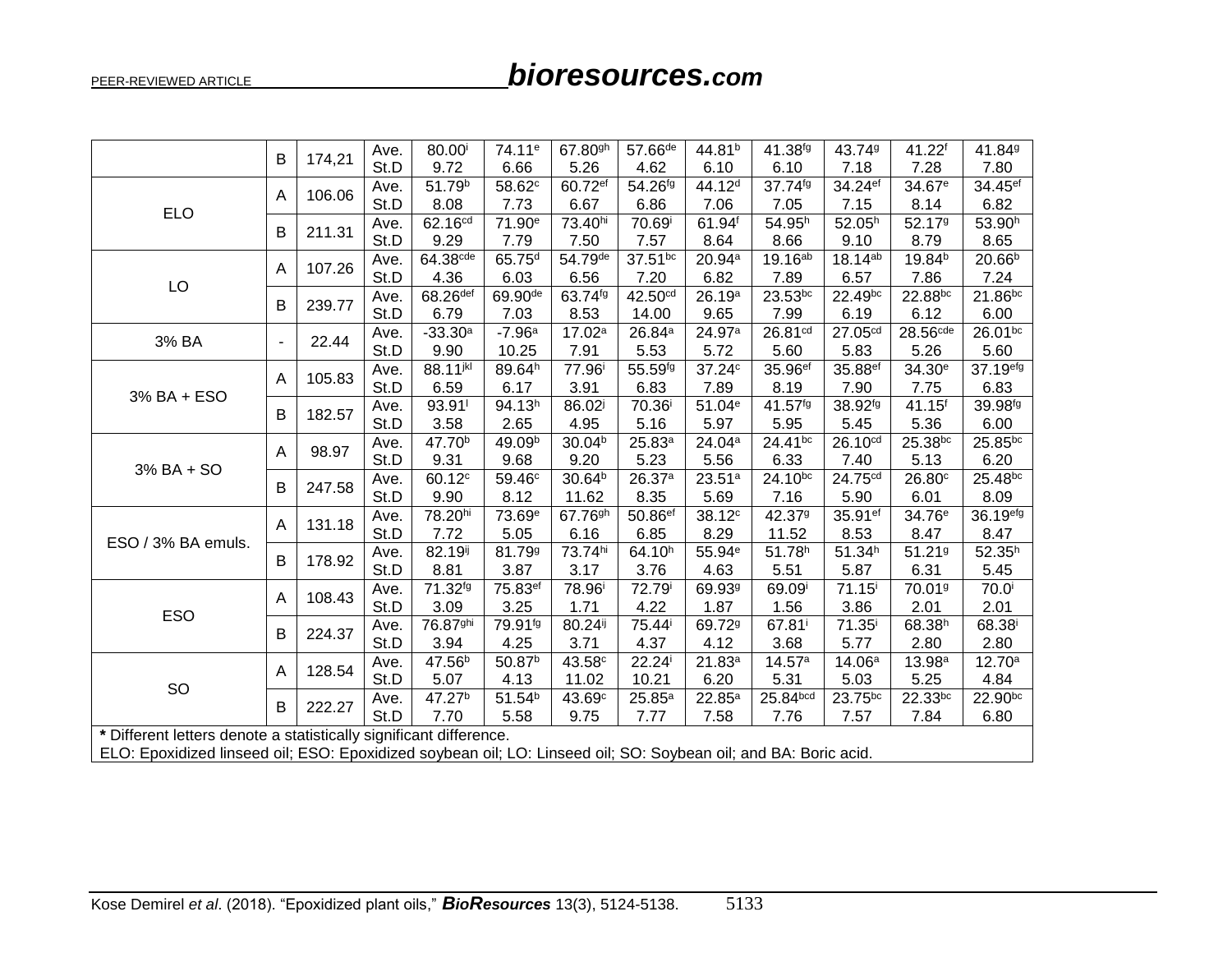|  | B | 174,21 | Ave.<br>St.D | 80.00[i]<br>9.72 | 74.11[e]<br>6.66 | 67.80[gh]<br>5.26 | 57.66[de]<br>4.62 | 44.81[b]<br>6.10 | 41.38[fg]<br>6.10 | 43.74[g]<br>7.18 | 41.22[f]<br>7.28 | 41.84[g]<br>7.80 |
|---|---|---|---|---|---|---|---|---|---|---|---|---|
| ELO | A | 106.06 | Ave.<br>St.D | 51.79[b]<br>8.08 | 58.62[c]<br>7.73 | 60.72[ef]<br>6.67 | 54.26[fg]<br>6.86 | 44.12[d]<br>7.06 | 37.74[fg]<br>7.05 | 34.24[ef]<br>7.15 | 34.67[e]<br>8.14 | 34.45[ef]<br>6.82 |
|  | B | 211.31 | Ave.<br>St.D | 62.16[cd]<br>9.29 | 71.90[e]<br>7.79 | 73.40[hi]<br>7.50 | 70.69[i]<br>7.57 | 61.94[f]<br>8.64 | 54.95[h]<br>8.66 | 52.05[h]<br>9.10 | 52.17[g]<br>8.79 | 53.90[h]<br>8.65 |
| LO | A | 107.26 | Ave.<br>St.D | 64.38[cde]<br>4.36 | 65.75[d]<br>6.03 | 54.79[de]<br>6.56 | 37.51[bc]<br>7.20 | 20.94[a]<br>6.82 | 19.16[ab]<br>7.89 | 18.14[ab]<br>6.57 | 19.84[b]<br>7.86 | 20.66[b]<br>7.24 |
|  | B | 239.77 | Ave.<br>St.D | 68.26[def]<br>6.79 | 69.90[de]<br>7.03 | 63.74[fg]<br>8.53 | 42.50[cd]<br>14.00 | 26.19[a]<br>9.65 | 23.53[bc]<br>7.99 | 22.49[bc]<br>6.19 | 22.88[bc]<br>6.12 | 21.86[bc]<br>6.00 |
| 3% BA | - | 22.44 | Ave.<br>St.D | -33.30[a]<br>9.90 | -7.96[a]<br>10.25 | 17.02[a]<br>7.91 | 26.84[a]<br>5.53 | 24.97[a]<br>5.72 | 26.81[cd]<br>5.60 | 27.05[cd]<br>5.83 | 28.56[cde]<br>5.26 | 26.01[bc]<br>5.60 |
| 3% BA + ESO | A | 105.83 | Ave.<br>St.D | 88.11[jkl]<br>6.59 | 89.64[h]<br>6.17 | 77.96[i]<br>3.91 | 55.59[fg]<br>6.83 | 37.24[c]<br>7.89 | 35.96[ef]<br>8.19 | 35.88[ef]<br>7.90 | 34.30[e]<br>7.75 | 37.19[efg]<br>6.83 |
|  | B | 182.57 | Ave.<br>St.D | 93.91[l]<br>3.58 | 94.13[h]<br>2.65 | 86.02[j]<br>4.95 | 70.36[i]<br>5.16 | 51.04[e]<br>5.97 | 41.57[fg]<br>5.95 | 38.92[fg]<br>5.45 | 41.15[f]<br>5.36 | 39.98[fg]<br>6.00 |
| 3% BA + SO | A | 98.97 | Ave.<br>St.D | 47.70[b]<br>9.31 | 49.09[b]<br>9.68 | 30.04[b]<br>9.20 | 25.83[a]<br>5.23 | 24.04[a]<br>5.56 | 24.41[bc]<br>6.33 | 26.10[cd]<br>7.40 | 25.38[bc]<br>5.13 | 25.85[bc]<br>6.20 |
|  | B | 247.58 | Ave.<br>St.D | 60.12[c]<br>9.90 | 59.46[c]<br>8.12 | 30.64[b]<br>11.62 | 26.37[a]<br>8.35 | 23.51[a]<br>5.69 | 24.10[bc]<br>7.16 | 24.75[cd]<br>5.90 | 26.80[c]<br>6.01 | 25.48[bc]<br>8.09 |
| ESO / 3% BA emuls. | A | 131.18 | Ave.<br>St.D | 78.20[hi]<br>7.72 | 73.69[e]<br>5.05 | 67.76[gh]<br>6.16 | 50.86[ef]<br>6.85 | 38.12[c]<br>8.29 | 42.37[g]<br>11.52 | 35.91[ef]<br>8.53 | 34.76[e]<br>8.47 | 36.19[efg]<br>8.47 |
|  | B | 178.92 | Ave.<br>St.D | 82.19[ij]<br>8.81 | 81.79[g]<br>3.87 | 73.74[hi]<br>3.17 | 64.10[h]<br>3.76 | 55.94[e]<br>4.63 | 51.78[h]<br>5.51 | 51.34[h]<br>5.87 | 51.21[g]<br>6.31 | 52.35[h]<br>5.45 |
| ESO | A | 108.43 | Ave.<br>St.D | 71.32[fg]<br>3.09 | 75.83[ef]<br>3.25 | 78.96[i]<br>1.71 | 72.79[i]<br>4.22 | 69.93[g]<br>1.87 | 69.09[i]<br>1.56 | 71.15[i]<br>3.86 | 70.01[g]<br>2.01 | 70.0[i]<br>2.01 |
|  | B | 224.37 | Ave.<br>St.D | 76.87[ghi]<br>3.94 | 79.91[fg]<br>4.25 | 80.24[ij]<br>3.71 | 75.44[i]<br>4.37 | 69.72[g]<br>4.12 | 67.81[i]<br>3.68 | 71.35[i]<br>5.77 | 68.38[h]<br>2.80 | 68.38[i]<br>2.80 |
| SO | A | 128.54 | Ave.<br>St.D | 47.56[b]<br>5.07 | 50.87[b]<br>4.13 | 43.58[c]<br>11.02 | 22.24[i]<br>10.21 | 21.83[a]<br>6.20 | 14.57[a]<br>5.31 | 14.06[a]<br>5.03 | 13.98[a]<br>5.25 | 12.70[a]<br>4.84 |
|  | B | 222.27 | Ave.<br>St.D | 47.27[b]<br>7.70 | 51.54[b]<br>5.58 | 43.69[c]<br>9.75 | 25.85[a]<br>7.77 | 22.85[a]<br>7.58 | 25.84[bcd]<br>7.76 | 23.75[bc]<br>7.57 | 22.33[bc]<br>7.84 | 22.90[bc]<br>6.80 |

**\*** Different letters denote a statistically significant difference.
ELO: Epoxidized linseed oil; ESO: Epoxidized soybean oil; LO: Linseed oil; SO: Soybean oil; and BA: Boric acid.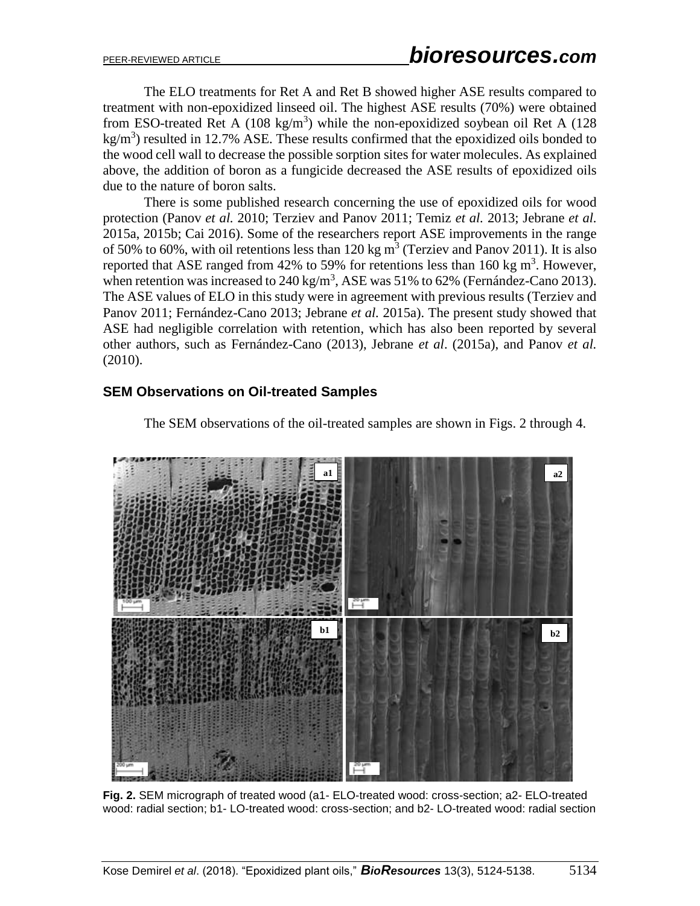The ELO treatments for Ret A and Ret B showed higher ASE results compared to treatment with non-epoxidized linseed oil. The highest ASE results (70%) were obtained from ESO-treated Ret A (108 kg/m$^3$) while the non-epoxidized soybean oil Ret A (128 kg/m$^3$) resulted in 12.7% ASE. These results confirmed that the epoxidized oils bonded to the wood cell wall to decrease the possible sorption sites for water molecules. As explained above, the addition of boron as a fungicide decreased the ASE results of epoxidized oils due to the nature of boron salts.

There is some published research concerning the use of epoxidized oils for wood protection (Panov *et al.* 2010; Terziev and Panov 2011; Temiz *et al.* 2013; Jebrane *et al.* 2015a, 2015b; Cai 2016). Some of the researchers report ASE improvements in the range of 50% to 60%, with oil retentions less than 120 kg m$^3$ (Terziev and Panov 2011). It is also reported that ASE ranged from 42% to 59% for retentions less than 160 kg m$^3$. However, when retention was increased to 240 kg/m$^3$, ASE was 51% to 62% (Fernández-Cano 2013). The ASE values of ELO in this study were in agreement with previous results (Terziev and Panov 2011; Fernández-Cano 2013; Jebrane *et al.* 2015a). The present study showed that ASE had negligible correlation with retention, which has also been reported by several other authors, such as Fernández-Cano (2013), Jebrane *et al*. (2015a), and Panov *et al.* (2010).

## SEM Observations on Oil-treated Samples

The SEM observations of the oil-treated samples are shown in Figs. 2 through 4.

**Fig. 2.** SEM micrograph of treated wood (a1- ELO-treated wood: cross-section; a2- ELO-treated wood: radial section; b1- LO-treated wood: cross-section; and b2- LO-treated wood: radial section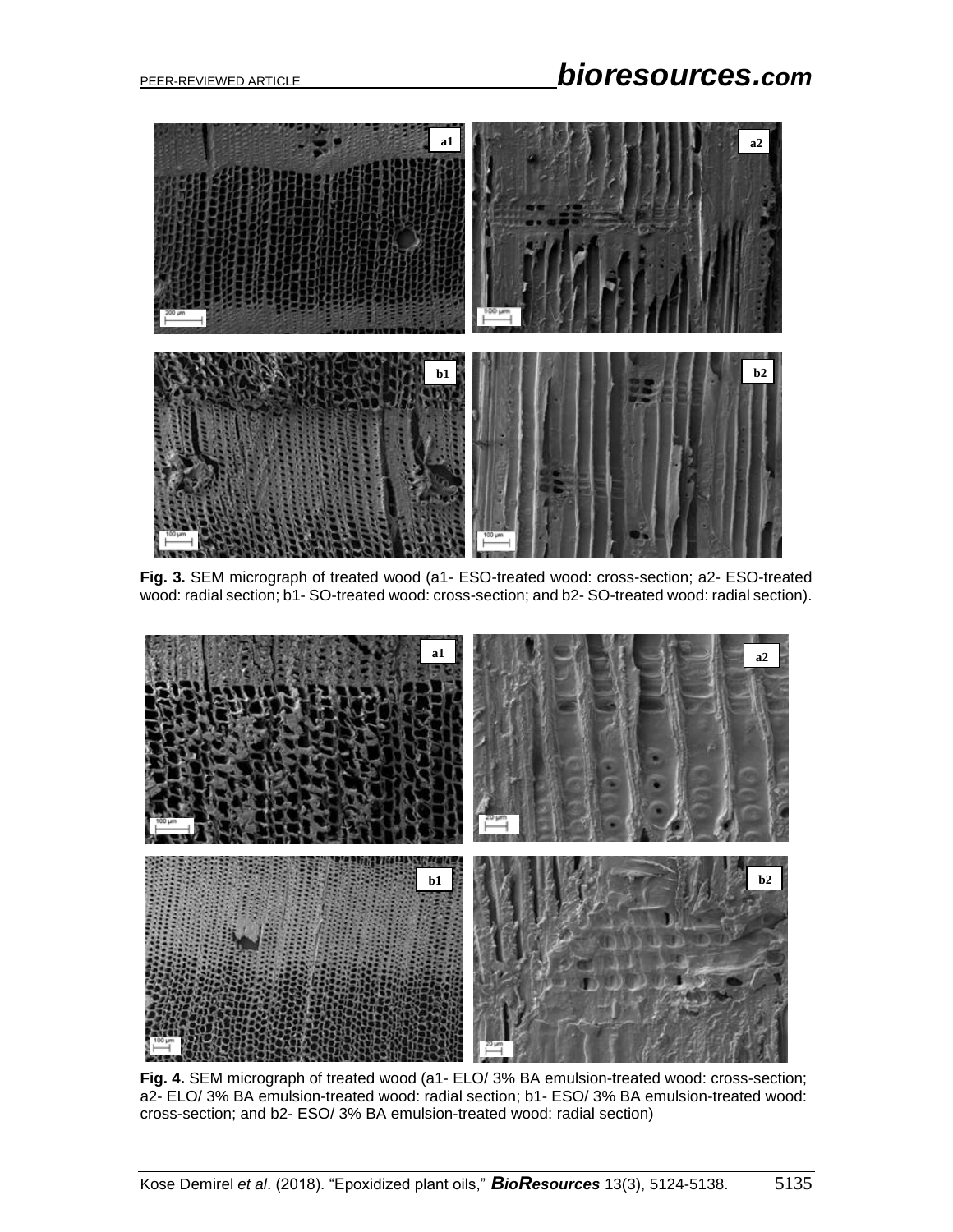**Fig. 3.** SEM micrograph of treated wood (a1- ESO-treated wood: cross-section; a2- ESO-treated wood: radial section; b1- SO-treated wood: cross-section; and b2- SO-treated wood: radial section).

**Fig. 4.** SEM micrograph of treated wood (a1- ELO/ 3% BA emulsion-treated wood: cross-section; a2- ELO/ 3% BA emulsion-treated wood: radial section; b1- ESO/ 3% BA emulsion-treated wood: cross-section; and b2- ESO/ 3% BA emulsion-treated wood: radial section)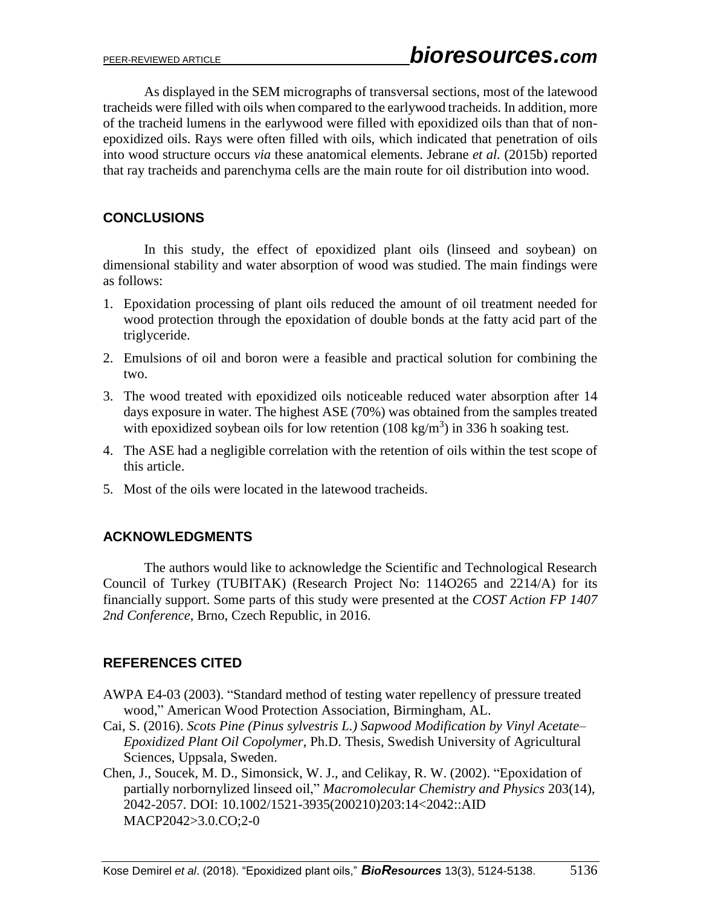As displayed in the SEM micrographs of transversal sections, most of the latewood tracheids were filled with oils when compared to the earlywood tracheids. In addition, more of the tracheid lumens in the earlywood were filled with epoxidized oils than that of non-epoxidized oils. Rays were often filled with oils, which indicated that penetration of oils into wood structure occurs *via* these anatomical elements. Jebrane *et al.* (2015b) reported that ray tracheids and parenchyma cells are the main route for oil distribution into wood.

## CONCLUSIONS

In this study, the effect of epoxidized plant oils (linseed and soybean) on dimensional stability and water absorption of wood was studied. The main findings were as follows:

1. Epoxidation processing of plant oils reduced the amount of oil treatment needed for wood protection through the epoxidation of double bonds at the fatty acid part of the triglyceride.
2. Emulsions of oil and boron were a feasible and practical solution for combining the two.
3. The wood treated with epoxidized oils noticeable reduced water absorption after 14 days exposure in water. The highest ASE (70%) was obtained from the samples treated with epoxidized soybean oils for low retention (108 $kg/m^3$) in 336 h soaking test.
4. The ASE had a negligible correlation with the retention of oils within the test scope of this article.
5. Most of the oils were located in the latewood tracheids.

## ACKNOWLEDGMENTS

The authors would like to acknowledge the Scientific and Technological Research Council of Turkey (TUBITAK) (Research Project No: 114O265 and 2214/A) for its financially support. Some parts of this study were presented at the *COST Action FP 1407 2nd Conference*, Brno, Czech Republic, in 2016.

## REFERENCES CITED

AWPA E4-03 (2003). "Standard method of testing water repellency of pressure treated wood," American Wood Protection Association, Birmingham, AL.

Cai, S. (2016). *Scots Pine (Pinus sylvestris L.) Sapwood Modification by Vinyl Acetate–Epoxidized Plant Oil Copolymer*, Ph.D. Thesis, Swedish University of Agricultural Sciences, Uppsala, Sweden.

Chen, J., Soucek, M. D., Simonsick, W. J., and Celikay, R. W. (2002). "Epoxidation of partially norbornylized linseed oil," *Macromolecular Chemistry and Physics* 203(14), 2042-2057. DOI: 10.1002/1521-3935(200210)203:14<2042::AID MACP2042>3.0.CO;2-0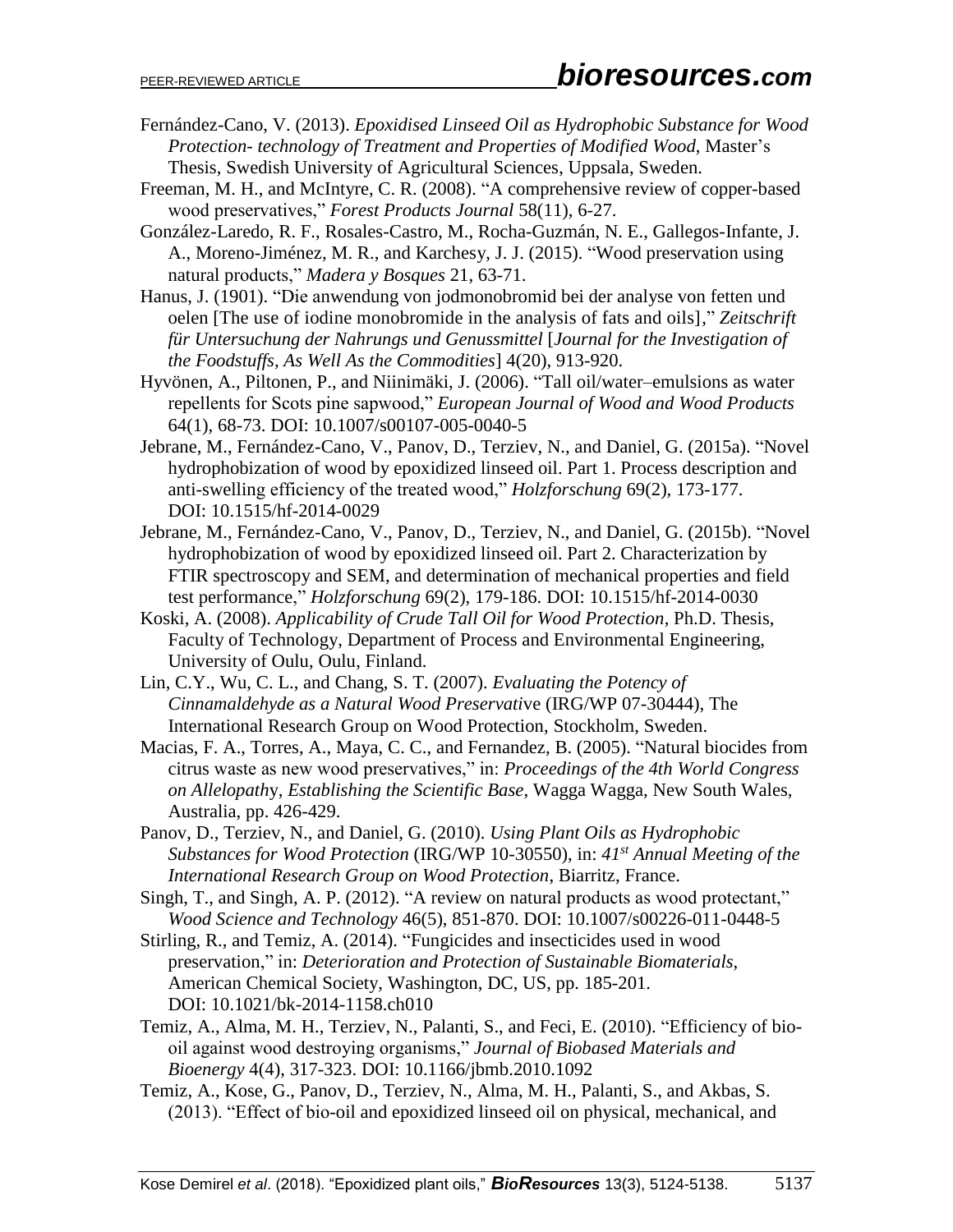Fernández-Cano, V. (2013). *Epoxidised Linseed Oil as Hydrophobic Substance for Wood Protection- technology of Treatment and Properties of Modified Wood*, Master's Thesis, Swedish University of Agricultural Sciences, Uppsala, Sweden.

Freeman, M. H., and McIntyre, C. R. (2008). "A comprehensive review of copper-based wood preservatives," *Forest Products Journal* 58(11), 6-27.

González-Laredo, R. F., Rosales-Castro, M., Rocha-Guzmán, N. E., Gallegos-Infante, J. A., Moreno-Jiménez, M. R., and Karchesy, J. J. (2015). "Wood preservation using natural products," *Madera y Bosques* 21, 63-71.

Hanus, J. (1901). "Die anwendung von jodmonobromid bei der analyse von fetten und oelen [The use of iodine monobromide in the analysis of fats and oils]," *Zeitschrift für Untersuchung der Nahrungs und Genussmittel* [*Journal for the Investigation of the Foodstuffs, As Well As the Commodities*] 4(20), 913-920.

Hyvönen, A., Piltonen, P., and Niinimäki, J. (2006). "Tall oil/water–emulsions as water repellents for Scots pine sapwood," *European Journal of Wood and Wood Products* 64(1), 68-73. DOI: 10.1007/s00107-005-0040-5

Jebrane, M., Fernández-Cano, V., Panov, D., Terziev, N., and Daniel, G. (2015a). "Novel hydrophobization of wood by epoxidized linseed oil. Part 1. Process description and anti-swelling efficiency of the treated wood," *Holzforschung* 69(2), 173-177. DOI: 10.1515/hf-2014-0029

Jebrane, M., Fernández-Cano, V., Panov, D., Terziev, N., and Daniel, G. (2015b). "Novel hydrophobization of wood by epoxidized linseed oil. Part 2. Characterization by FTIR spectroscopy and SEM, and determination of mechanical properties and field test performance," *Holzforschung* 69(2), 179-186. DOI: 10.1515/hf-2014-0030

Koski, A. (2008). *Applicability of Crude Tall Oil for Wood Protection*, Ph.D. Thesis, Faculty of Technology, Department of Process and Environmental Engineering, University of Oulu, Oulu, Finland.

Lin, C.Y., Wu, C. L., and Chang, S. T. (2007). *Evaluating the Potency of Cinnamaldehyde as a Natural Wood Preservative* (IRG/WP 07-30444), The International Research Group on Wood Protection, Stockholm, Sweden.

Macias, F. A., Torres, A., Maya, C. C., and Fernandez, B. (2005). "Natural biocides from citrus waste as new wood preservatives," in: *Proceedings of the 4th World Congress on Allelopathy*, *Establishing the Scientific Base*, Wagga Wagga, New South Wales, Australia, pp. 426-429.

Panov, D., Terziev, N., and Daniel, G. (2010). *Using Plant Oils as Hydrophobic Substances for Wood Protection* (IRG/WP 10-30550), in: *41st Annual Meeting of the International Research Group on Wood Protection*, Biarritz, France.

Singh, T., and Singh, A. P. (2012). "A review on natural products as wood protectant," *Wood Science and Technology* 46(5), 851-870. DOI: 10.1007/s00226-011-0448-5

Stirling, R., and Temiz, A. (2014). "Fungicides and insecticides used in wood preservation," in: *Deterioration and Protection of Sustainable Biomaterials*, American Chemical Society, Washington, DC, US, pp. 185-201. DOI: 10.1021/bk-2014-1158.ch010

Temiz, A., Alma, M. H., Terziev, N., Palanti, S., and Feci, E. (2010). "Efficiency of bio-oil against wood destroying organisms," *Journal of Biobased Materials and Bioenergy* 4(4), 317-323. DOI: 10.1166/jbmb.2010.1092

Temiz, A., Kose, G., Panov, D., Terziev, N., Alma, M. H., Palanti, S., and Akbas, S. (2013). "Effect of bio-oil and epoxidized linseed oil on physical, mechanical, and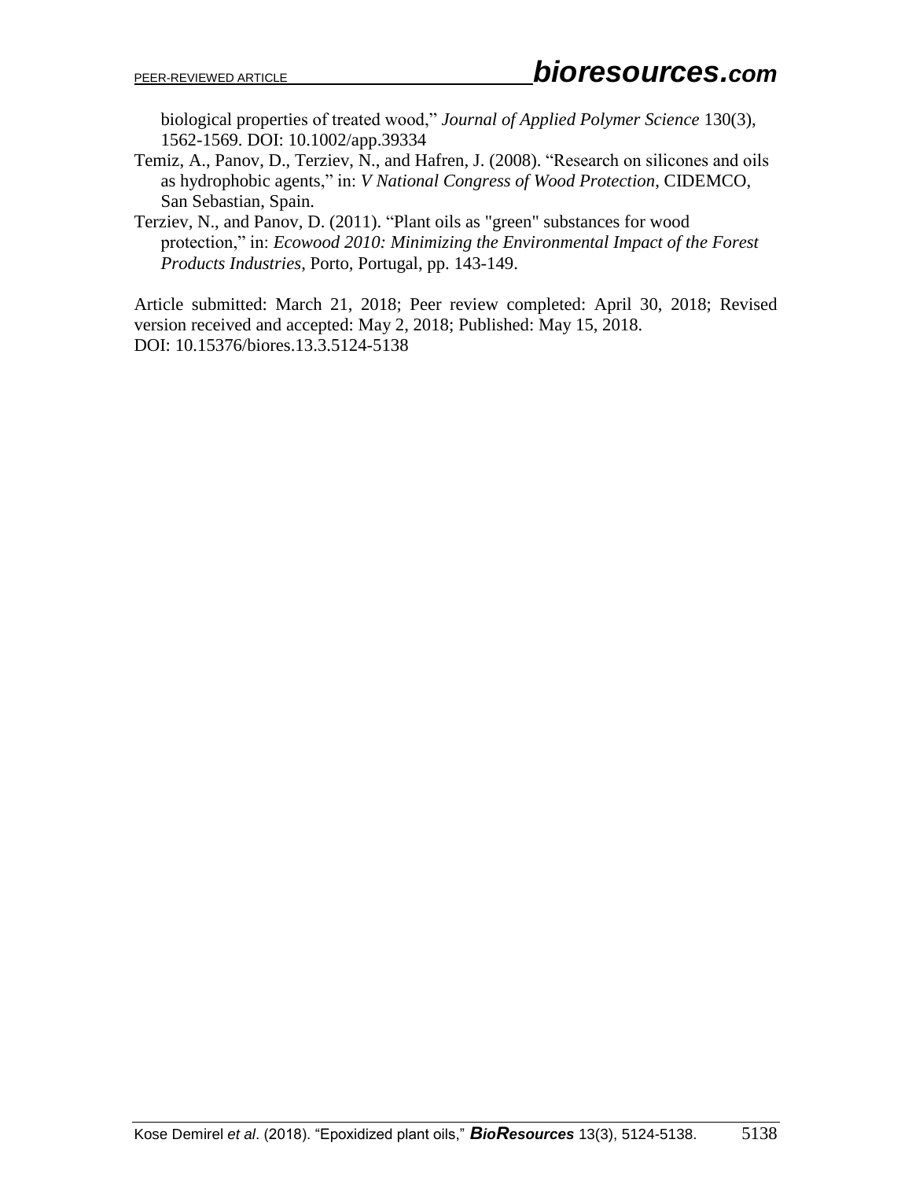biological properties of treated wood," *Journal of Applied Polymer Science* 130(3), 1562-1569. DOI: 10.1002/app.39334

Temiz, A., Panov, D., Terziev, N., and Hafren, J. (2008). "Research on silicones and oils as hydrophobic agents," in: *V National Congress of Wood Protection*, CIDEMCO, San Sebastian, Spain.

Terziev, N., and Panov, D. (2011). "Plant oils as "green" substances for wood protection," in: *Ecowood 2010: Minimizing the Environmental Impact of the Forest Products Industries*, Porto, Portugal, pp. 143-149.

Article submitted: March 21, 2018; Peer review completed: April 30, 2018; Revised version received and accepted: May 2, 2018; Published: May 15, 2018.
DOI: 10.15376/biores.13.3.5124-5138